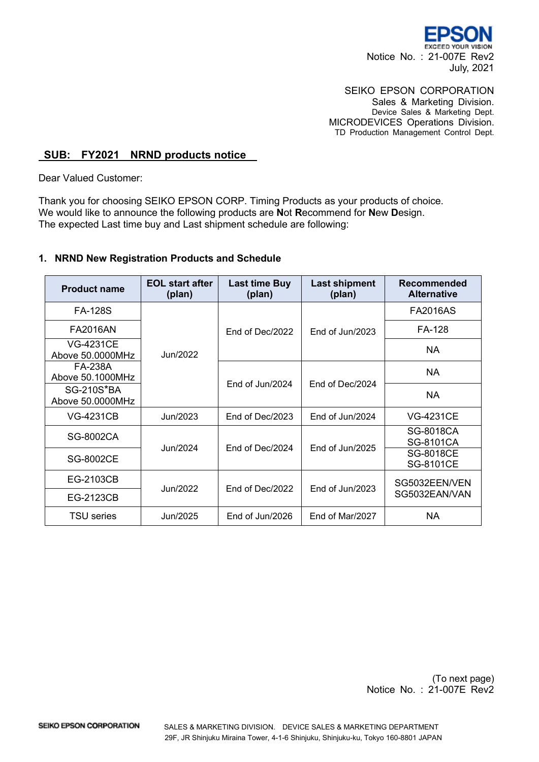Notice No. : 21-007E Rev2
July, 2021

SEIKO EPSON CORPORATION
Sales & Marketing Division.
Device Sales & Marketing Dept.
MICRODEVICES Operations Division.
TD Production Management Control Dept.

## SUB: FY2021 NRND products notice

Dear Valued Customer:

Thank you for choosing SEIKO EPSON CORP. Timing Products as your products of choice.
We would like to announce the following products are **N**ot **R**ecommend for **N**ew **D**esign.
The expected Last time buy and Last shipment schedule are following:

### 1. NRND New Registration Products and Schedule

| Product name | EOL start after (plan) | Last time Buy (plan) | Last shipment (plan) | Recommended Alternative |
|---|---|---|---|---|
| FA-128S | Jun/2022 | End of Dec/2022 | End of Jun/2023 | FA2016AS |
| FA2016AN | Jun/2022 | End of Dec/2022 | End of Jun/2023 | FA-128 |
| VG-4231CE Above 50.0000MHz | Jun/2022 | End of Dec/2022 | End of Jun/2023 | NA |
| FA-238A Above 50.1000MHz | Jun/2022 | End of Jun/2024 | End of Dec/2024 | NA |
| SG-210S*BA Above 50.0000MHz | Jun/2022 | End of Jun/2024 | End of Dec/2024 | NA |
| VG-4231CB | Jun/2023 | End of Dec/2023 | End of Jun/2024 | VG-4231CE |
| SG-8002CA | Jun/2024 | End of Dec/2024 | End of Jun/2025 | SG-8018CA SG-8101CA |
| SG-8002CE | Jun/2024 | End of Dec/2024 | End of Jun/2025 | SG-8018CE SG-8101CE |
| EG-2103CB | Jun/2022 | End of Dec/2022 | End of Jun/2023 | SG5032EEN/VEN SG5032EAN/VAN |
| EG-2123CB | Jun/2022 | End of Dec/2022 | End of Jun/2023 | SG5032EEN/VEN SG5032EAN/VAN |
| TSU series | Jun/2025 | End of Jun/2026 | End of Mar/2027 | NA |

(To next page)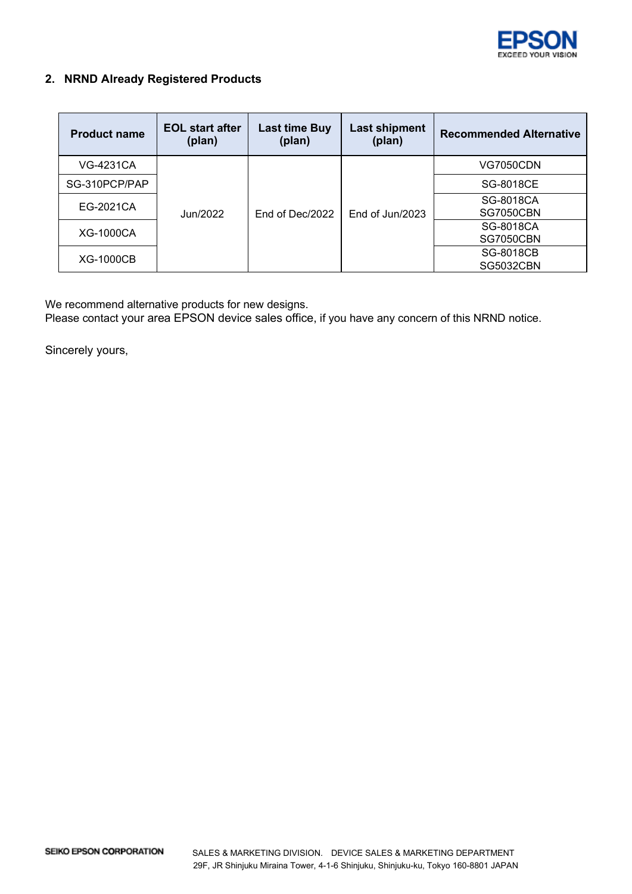## 2. NRND Already Registered Products

| Product name | EOL start after (plan) | Last time Buy (plan) | Last shipment (plan) | Recommended Alternative |
|---|---|---|---|---|
| VG-4231CA | Jun/2022 | End of Dec/2022 | End of Jun/2023 | VG7050CDN |
| SG-310PCP/PAP | | | | SG-8018CE |
| EG-2021CA | | | | SG-8018CA<br>SG7050CBN |
| XG-1000CA | | | | SG-8018CA<br>SG7050CBN |
| XG-1000CB | | | | SG-8018CB<br>SG5032CBN |

We recommend alternative products for new designs.
Please contact your area EPSON device sales office, if you have any concern of this NRND notice.

Sincerely yours,

SEIKO EPSON CORPORATION SALES & MARKETING DIVISION. DEVICE SALES & MARKETING DEPARTMENT
29F, JR Shinjuku Miraina Tower, 4-1-6 Shinjuku, Shinjuku-ku, Tokyo 160-8801 JAPAN